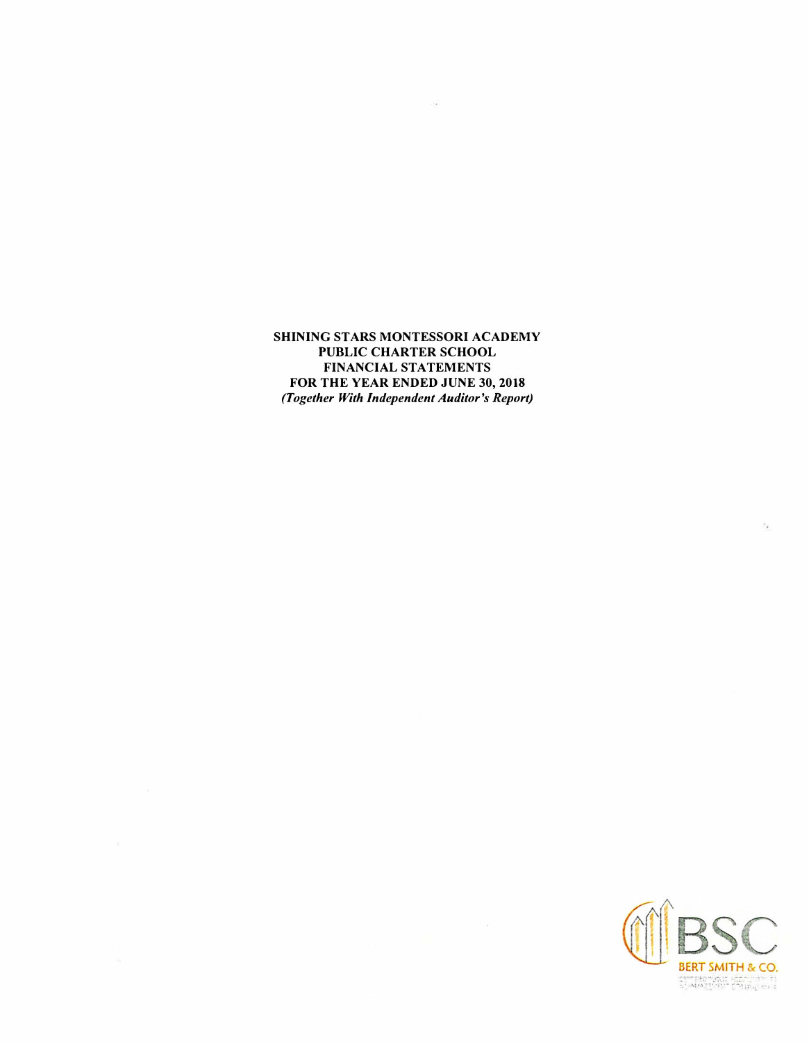**SHINING STARS MONTESSORI ACADEMY**
**PUBLIC CHARTER SCHOOL**
**FINANCIAL STATEMENTS**
**FOR THE YEAR ENDED JUNE 30, 2018**
***(Together With Independent Auditor's Report)***

BERT SMITH & CO.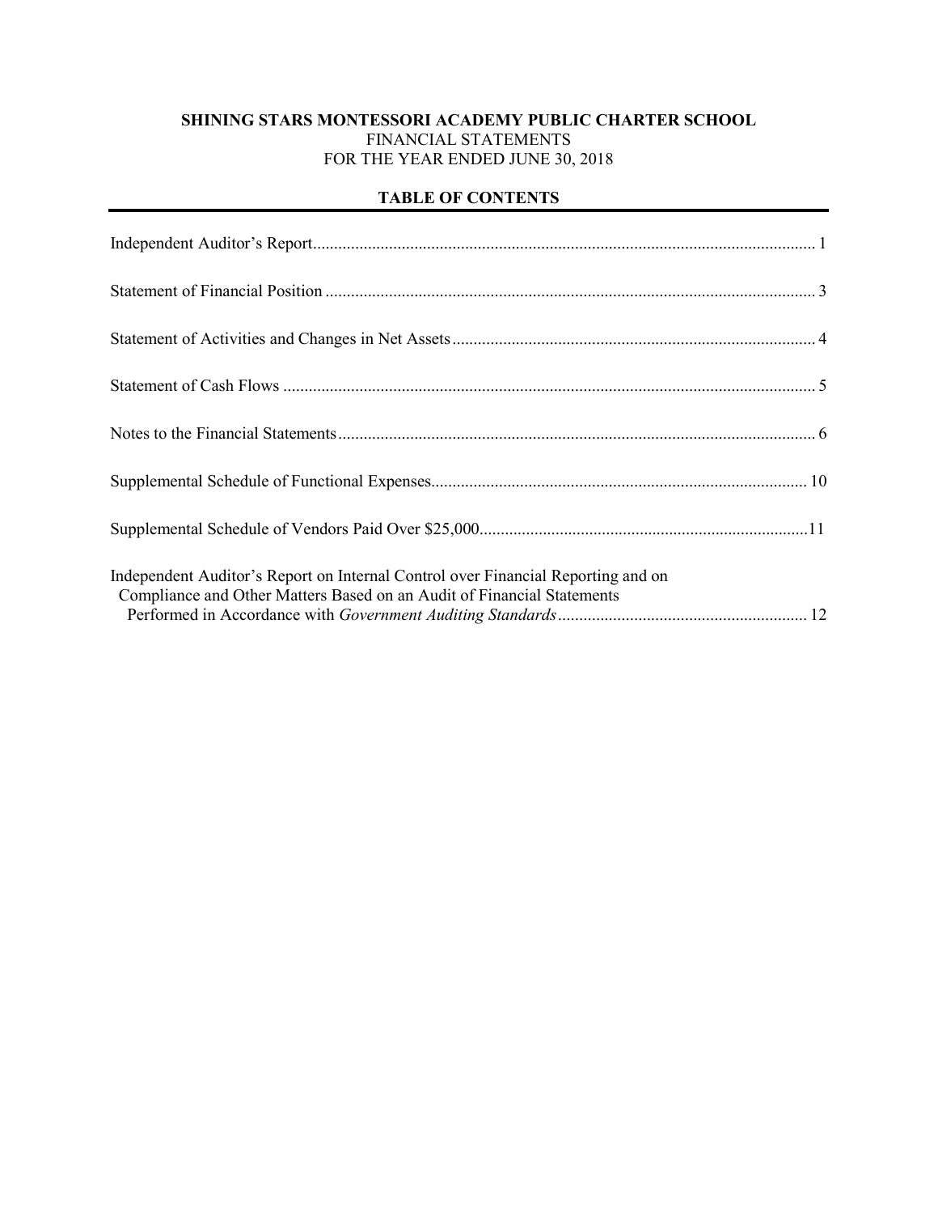**SHINING STARS MONTESSORI ACADEMY PUBLIC CHARTER SCHOOL**
FINANCIAL STATEMENTS
FOR THE YEAR ENDED JUNE 30, 2018

## TABLE OF CONTENTS

| | |
|---|---|
| Independent Auditor's Report | 1 |
| Statement of Financial Position | 3 |
| Statement of Activities and Changes in Net Assets | 4 |
| Statement of Cash Flows | 5 |
| Notes to the Financial Statements | 6 |
| Supplemental Schedule of Functional Expenses | 10 |
| Supplemental Schedule of Vendors Paid Over $25,000 | 11 |
| Independent Auditor's Report on Internal Control over Financial Reporting and on Compliance and Other Matters Based on an Audit of Financial Statements Performed in Accordance with *Government Auditing Standards* | 12 |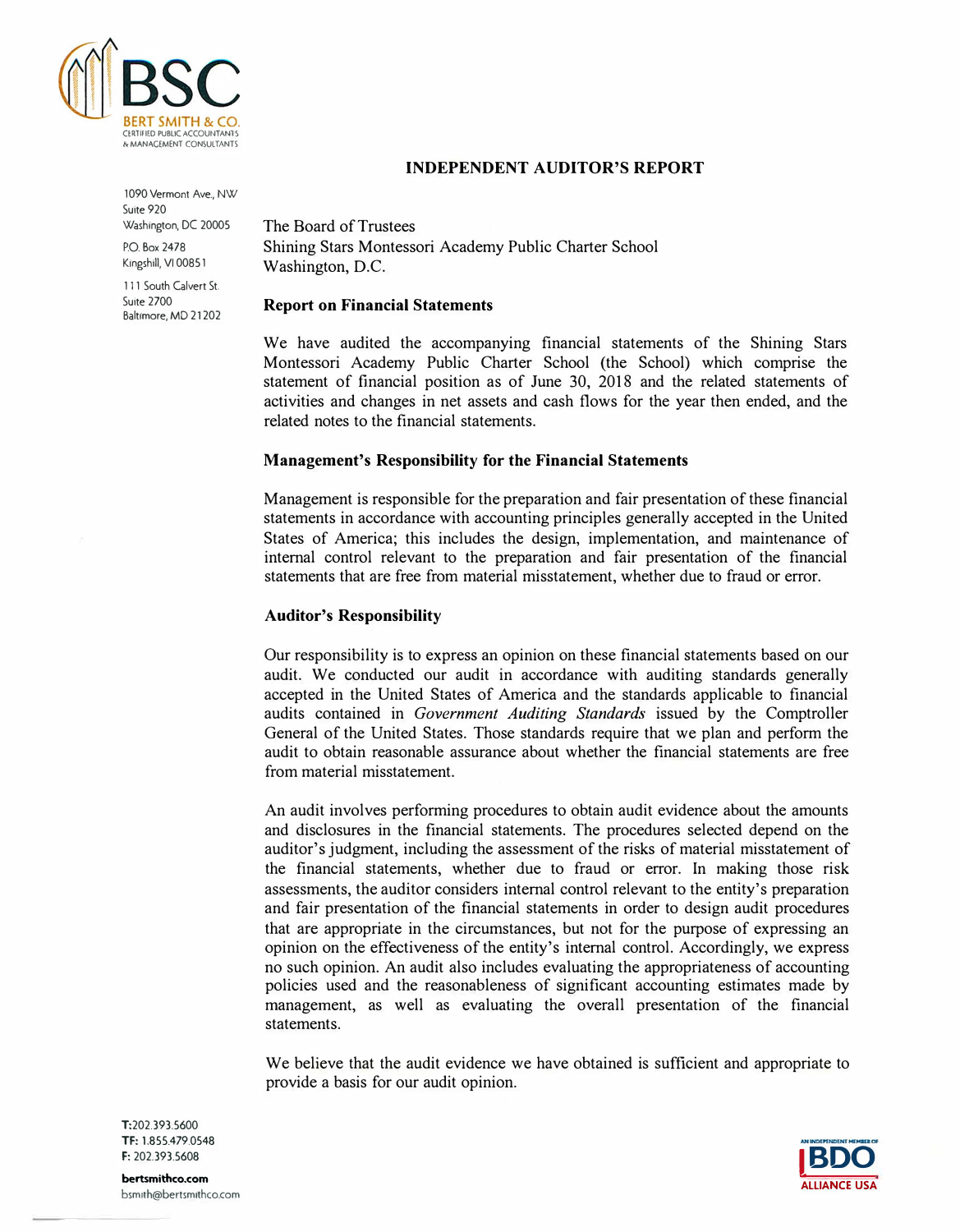BSC
BERT SMITH & CO.
CERTIFIED PUBLIC ACCOUNTANTS
& MANAGEMENT CONSULTANTS

1090 Vermont Ave., NW
Suite 920
Washington, DC 20005

P.O. Box 2478
Kingshill, VI 00851

111 South Calvert St.
Suite 2700
Baltimore, MD 21202

## INDEPENDENT AUDITOR'S REPORT

The Board of Trustees
Shining Stars Montessori Academy Public Charter School
Washington, D.C.

### Report on Financial Statements

We have audited the accompanying financial statements of the Shining Stars Montessori Academy Public Charter School (the School) which comprise the statement of financial position as of June 30, 2018 and the related statements of activities and changes in net assets and cash flows for the year then ended, and the related notes to the financial statements.

### Management's Responsibility for the Financial Statements

Management is responsible for the preparation and fair presentation of these financial statements in accordance with accounting principles generally accepted in the United States of America; this includes the design, implementation, and maintenance of internal control relevant to the preparation and fair presentation of the financial statements that are free from material misstatement, whether due to fraud or error.

### Auditor's Responsibility

Our responsibility is to express an opinion on these financial statements based on our audit. We conducted our audit in accordance with auditing standards generally accepted in the United States of America and the standards applicable to financial audits contained in *Government Auditing Standards* issued by the Comptroller General of the United States. Those standards require that we plan and perform the audit to obtain reasonable assurance about whether the financial statements are free from material misstatement.

An audit involves performing procedures to obtain audit evidence about the amounts and disclosures in the financial statements. The procedures selected depend on the auditor's judgment, including the assessment of the risks of material misstatement of the financial statements, whether due to fraud or error. In making those risk assessments, the auditor considers internal control relevant to the entity's preparation and fair presentation of the financial statements in order to design audit procedures that are appropriate in the circumstances, but not for the purpose of expressing an opinion on the effectiveness of the entity's internal control. Accordingly, we express no such opinion. An audit also includes evaluating the appropriateness of accounting policies used and the reasonableness of significant accounting estimates made by management, as well as evaluating the overall presentation of the financial statements.

We believe that the audit evidence we have obtained is sufficient and appropriate to provide a basis for our audit opinion.

**T:** 202.393.5600
**TF:** 1.855.479.0548
**F:** 202.393.5608

**bertsmithco.com**
bsmith@bertsmithco.com

AN INDEPENDENT MEMBER OF
BDO
ALLIANCE USA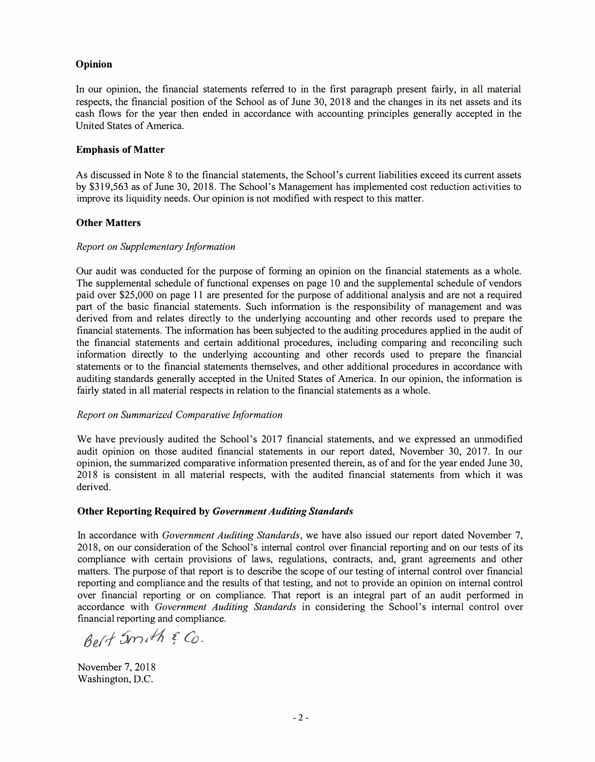### Opinion

In our opinion, the financial statements referred to in the first paragraph present fairly, in all material respects, the financial position of the School as of June 30, 2018 and the changes in its net assets and its cash flows for the year then ended in accordance with accounting principles generally accepted in the United States of America.

### Emphasis of Matter

As discussed in Note 8 to the financial statements, the School's current liabilities exceed its current assets by $319,563 as of June 30, 2018. The School's Management has implemented cost reduction activities to improve its liquidity needs. Our opinion is not modified with respect to this matter.

### Other Matters

*Report on Supplementary Information*

Our audit was conducted for the purpose of forming an opinion on the financial statements as a whole. The supplemental schedule of functional expenses on page 10 and the supplemental schedule of vendors paid over $25,000 on page 11 are presented for the purpose of additional analysis and are not a required part of the basic financial statements. Such information is the responsibility of management and was derived from and relates directly to the underlying accounting and other records used to prepare the financial statements. The information has been subjected to the auditing procedures applied in the audit of the financial statements and certain additional procedures, including comparing and reconciling such information directly to the underlying accounting and other records used to prepare the financial statements or to the financial statements themselves, and other additional procedures in accordance with auditing standards generally accepted in the United States of America. In our opinion, the information is fairly stated in all material respects in relation to the financial statements as a whole.

*Report on Summarized Comparative Information*

We have previously audited the School's 2017 financial statements, and we expressed an unmodified audit opinion on those audited financial statements in our report dated, November 30, 2017. In our opinion, the summarized comparative information presented therein, as of and for the year ended June 30, 2018 is consistent in all material respects, with the audited financial statements from which it was derived.

### Other Reporting Required by *Government Auditing Standards*

In accordance with *Government Auditing Standards*, we have also issued our report dated November 7, 2018, on our consideration of the School's internal control over financial reporting and on our tests of its compliance with certain provisions of laws, regulations, contracts, and, grant agreements and other matters. The purpose of that report is to describe the scope of our testing of internal control over financial reporting and compliance and the results of that testing, and not to provide an opinion on internal control over financial reporting or on compliance. That report is an integral part of an audit performed in accordance with *Government Auditing Standards* in considering the School's internal control over financial reporting and compliance.

Bert Smith & Co.

November 7, 2018
Washington, D.C.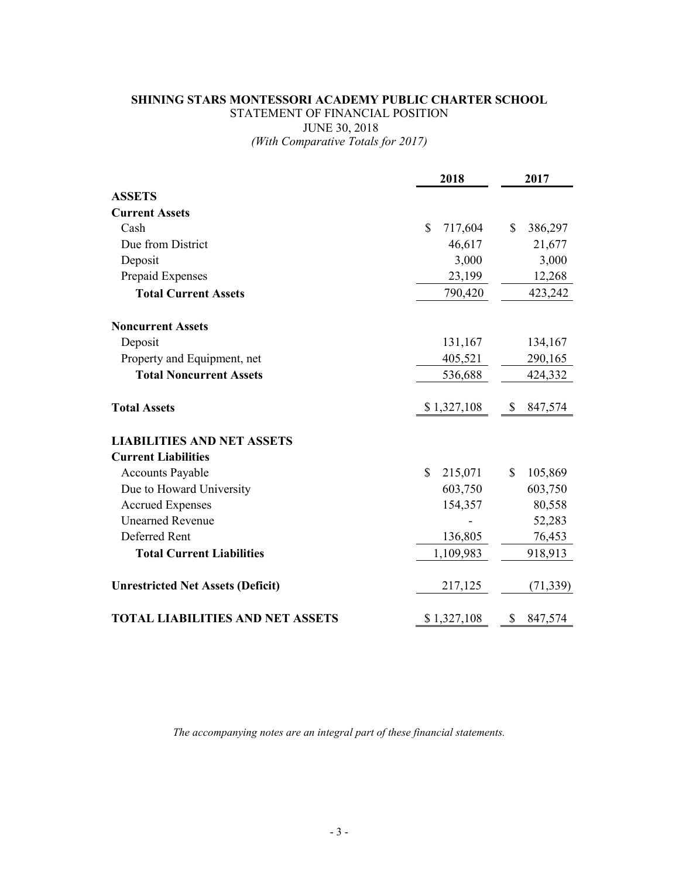# SHINING STARS MONTESSORI ACADEMY PUBLIC CHARTER SCHOOL

STATEMENT OF FINANCIAL POSITION

JUNE 30, 2018

*(With Comparative Totals for 2017)*

| | 2018 | 2017 |
|---|---|---|
| **ASSETS** | | |
| **Current Assets** | | |
| Cash | $ 717,604 | $ 386,297 |
| Due from District | 46,617 | 21,677 |
| Deposit | 3,000 | 3,000 |
| Prepaid Expenses | 23,199 | 12,268 |
| **Total Current Assets** | 790,420 | 423,242 |
| **Noncurrent Assets** | | |
| Deposit | 131,167 | 134,167 |
| Property and Equipment, net | 405,521 | 290,165 |
| **Total Noncurrent Assets** | 536,688 | 424,332 |
| **Total Assets** | $ 1,327,108 | $ 847,574 |
| **LIABILITIES AND NET ASSETS** | | |
| **Current Liabilities** | | |
| Accounts Payable | $ 215,071 | $ 105,869 |
| Due to Howard University | 603,750 | 603,750 |
| Accrued Expenses | 154,357 | 80,558 |
| Unearned Revenue | - | 52,283 |
| Deferred Rent | 136,805 | 76,453 |
| **Total Current Liabilities** | 1,109,983 | 918,913 |
| **Unrestricted Net Assets (Deficit)** | 217,125 | (71,339) |
| **TOTAL LIABILITIES AND NET ASSETS** | $ 1,327,108 | $ 847,574 |

*The accompanying notes are an integral part of these financial statements.*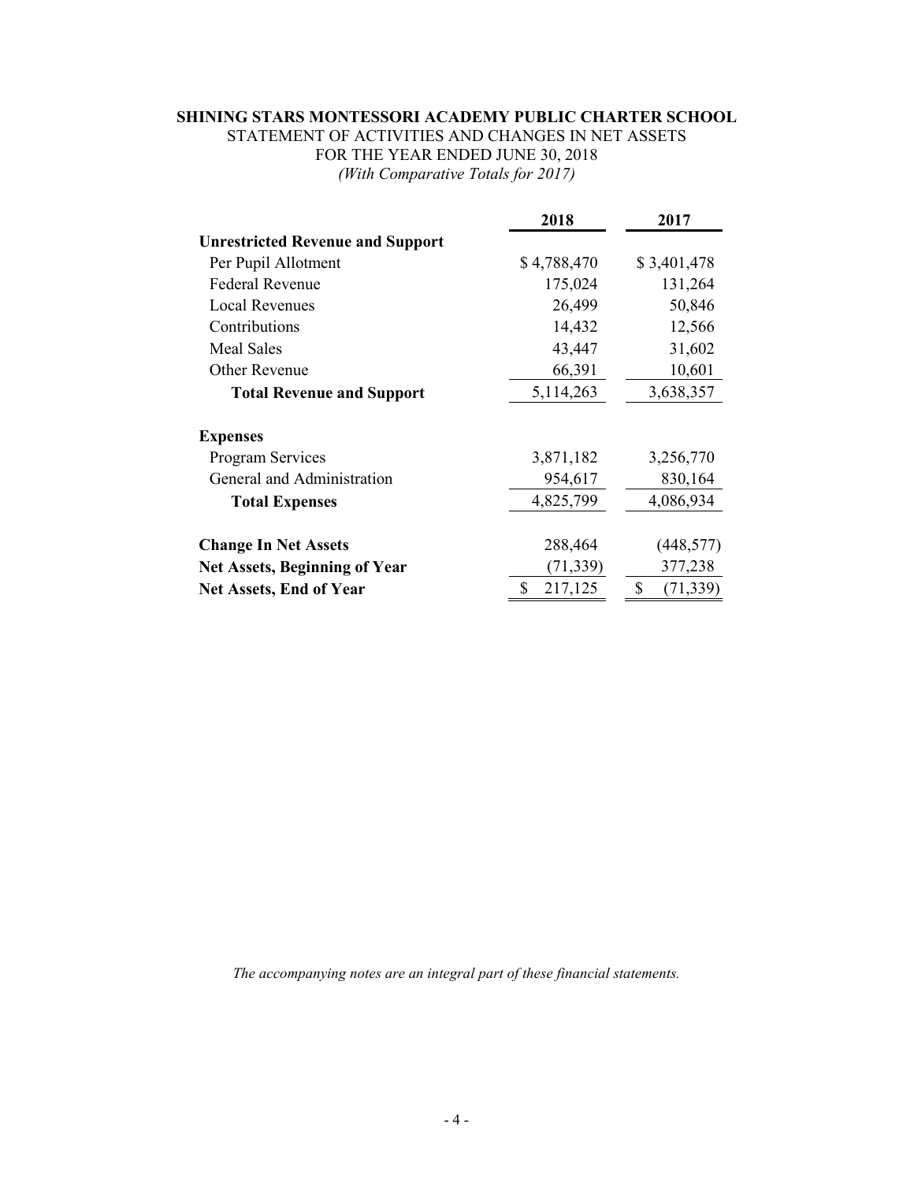**SHINING STARS MONTESSORI ACADEMY PUBLIC CHARTER SCHOOL**
STATEMENT OF ACTIVITIES AND CHANGES IN NET ASSETS
FOR THE YEAR ENDED JUNE 30, 2018
*(With Comparative Totals for 2017)*

| | 2018 | 2017 |
|---|---|---|
| **Unrestricted Revenue and Support** | | |
| Per Pupil Allotment | $ 4,788,470 | $ 3,401,478 |
| Federal Revenue | 175,024 | 131,264 |
| Local Revenues | 26,499 | 50,846 |
| Contributions | 14,432 | 12,566 |
| Meal Sales | 43,447 | 31,602 |
| Other Revenue | 66,391 | 10,601 |
| **Total Revenue and Support** | 5,114,263 | 3,638,357 |
| **Expenses** | | |
| Program Services | 3,871,182 | 3,256,770 |
| General and Administration | 954,617 | 830,164 |
| **Total Expenses** | 4,825,799 | 4,086,934 |
| **Change In Net Assets** | 288,464 | (448,577) |
| **Net Assets, Beginning of Year** | (71,339) | 377,238 |
| **Net Assets, End of Year** | $ 217,125 | $ (71,339) |

*The accompanying notes are an integral part of these financial statements.*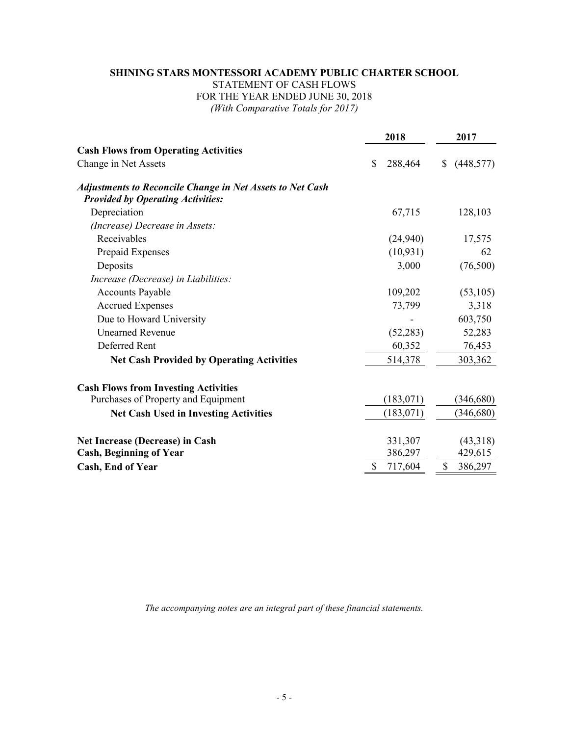**SHINING STARS MONTESSORI ACADEMY PUBLIC CHARTER SCHOOL**
STATEMENT OF CASH FLOWS
FOR THE YEAR ENDED JUNE 30, 2018
*(With Comparative Totals for 2017)*

| | 2018 | 2017 |
|---|---|---|
| **Cash Flows from Operating Activities** | | |
| Change in Net Assets | $ 288,464 | $ (448,577) |
| ***Adjustments to Reconcile Change in Net Assets to Net Cash Provided by Operating Activities:*** | | |
| Depreciation | 67,715 | 128,103 |
| *(Increase) Decrease in Assets:* | | |
| Receivables | (24,940) | 17,575 |
| Prepaid Expenses | (10,931) | 62 |
| Deposits | 3,000 | (76,500) |
| *Increase (Decrease) in Liabilities:* | | |
| Accounts Payable | 109,202 | (53,105) |
| Accrued Expenses | 73,799 | 3,318 |
| Due to Howard University | - | 603,750 |
| Unearned Revenue | (52,283) | 52,283 |
| Deferred Rent | 60,352 | 76,453 |
| **Net Cash Provided by Operating Activities** | 514,378 | 303,362 |
| **Cash Flows from Investing Activities** | | |
| Purchases of Property and Equipment | (183,071) | (346,680) |
| **Net Cash Used in Investing Activities** | (183,071) | (346,680) |
| **Net Increase (Decrease) in Cash** | 331,307 | (43,318) |
| **Cash, Beginning of Year** | 386,297 | 429,615 |
| **Cash, End of Year** | $ 717,604 | $ 386,297 |

*The accompanying notes are an integral part of these financial statements.*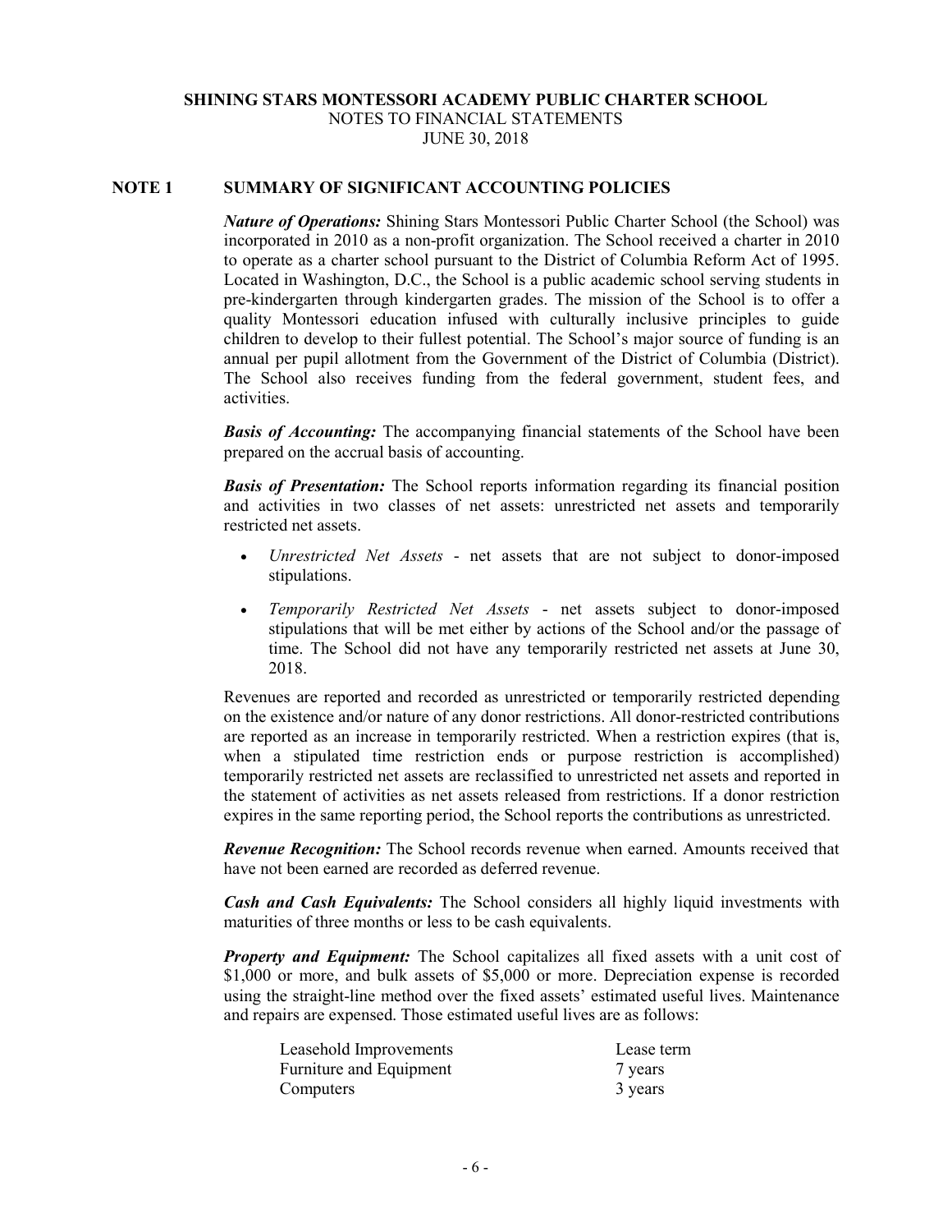**SHINING STARS MONTESSORI ACADEMY PUBLIC CHARTER SCHOOL**
NOTES TO FINANCIAL STATEMENTS
JUNE 30, 2018

## NOTE 1 SUMMARY OF SIGNIFICANT ACCOUNTING POLICIES

***Nature of Operations:*** Shining Stars Montessori Public Charter School (the School) was incorporated in 2010 as a non-profit organization. The School received a charter in 2010 to operate as a charter school pursuant to the District of Columbia Reform Act of 1995. Located in Washington, D.C., the School is a public academic school serving students in pre-kindergarten through kindergarten grades. The mission of the School is to offer a quality Montessori education infused with culturally inclusive principles to guide children to develop to their fullest potential. The School's major source of funding is an annual per pupil allotment from the Government of the District of Columbia (District). The School also receives funding from the federal government, student fees, and activities.

***Basis of Accounting:*** The accompanying financial statements of the School have been prepared on the accrual basis of accounting.

***Basis of Presentation:*** The School reports information regarding its financial position and activities in two classes of net assets: unrestricted net assets and temporarily restricted net assets.

- *Unrestricted Net Assets* - net assets that are not subject to donor-imposed stipulations.
- *Temporarily Restricted Net Assets* - net assets subject to donor-imposed stipulations that will be met either by actions of the School and/or the passage of time. The School did not have any temporarily restricted net assets at June 30, 2018.

Revenues are reported and recorded as unrestricted or temporarily restricted depending on the existence and/or nature of any donor restrictions. All donor-restricted contributions are reported as an increase in temporarily restricted. When a restriction expires (that is, when a stipulated time restriction ends or purpose restriction is accomplished) temporarily restricted net assets are reclassified to unrestricted net assets and reported in the statement of activities as net assets released from restrictions. If a donor restriction expires in the same reporting period, the School reports the contributions as unrestricted.

***Revenue Recognition:*** The School records revenue when earned. Amounts received that have not been earned are recorded as deferred revenue.

***Cash and Cash Equivalents:*** The School considers all highly liquid investments with maturities of three months or less to be cash equivalents.

***Property and Equipment:*** The School capitalizes all fixed assets with a unit cost of $1,000 or more, and bulk assets of $5,000 or more. Depreciation expense is recorded using the straight-line method over the fixed assets' estimated useful lives. Maintenance and repairs are expensed. Those estimated useful lives are as follows:

| | |
|---|---|
| Leasehold Improvements | Lease term |
| Furniture and Equipment | 7 years |
| Computers | 3 years |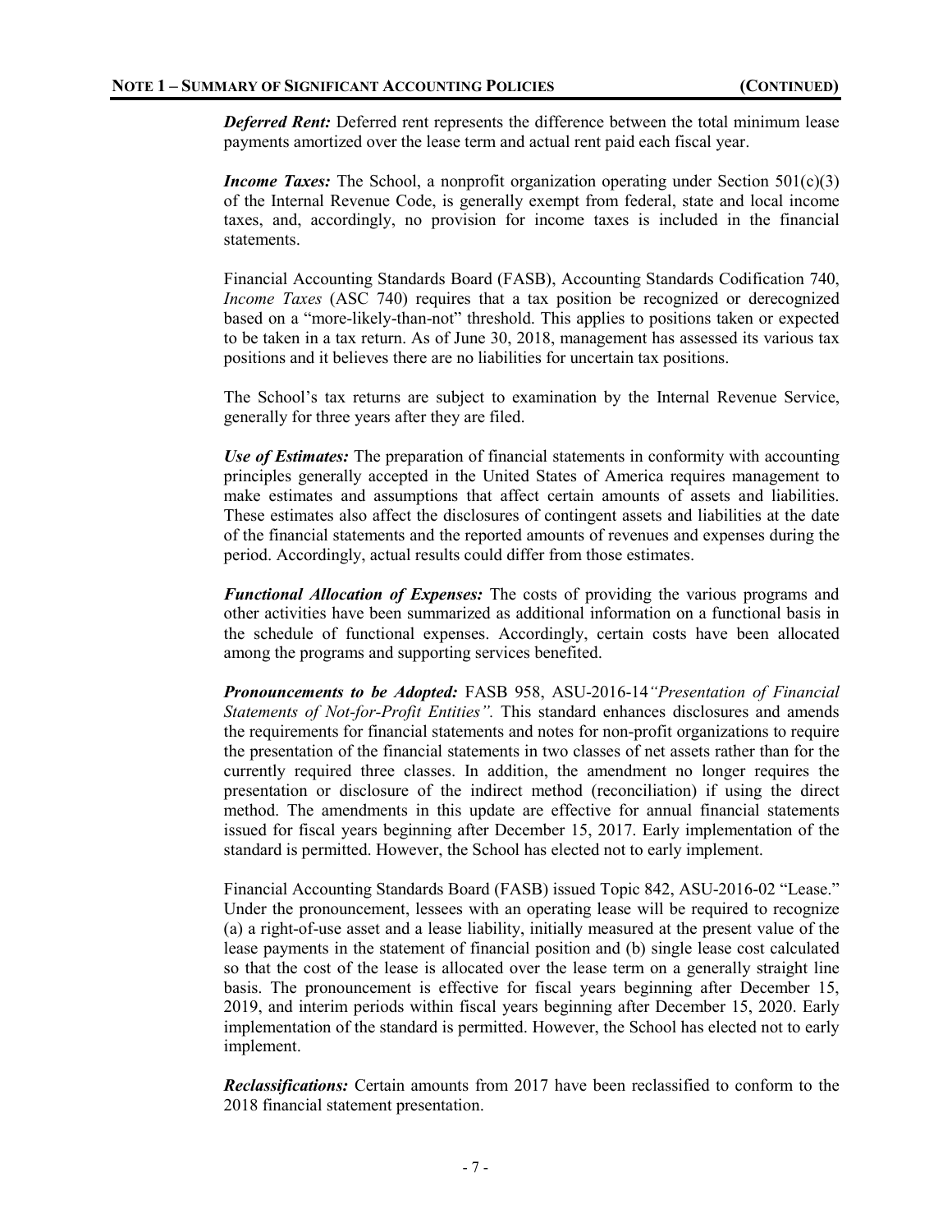## NOTE 1 – SUMMARY OF SIGNIFICANT ACCOUNTING POLICIES (CONTINUED)

***Deferred Rent:*** Deferred rent represents the difference between the total minimum lease payments amortized over the lease term and actual rent paid each fiscal year.

***Income Taxes:*** The School, a nonprofit organization operating under Section 501(c)(3) of the Internal Revenue Code, is generally exempt from federal, state and local income taxes, and, accordingly, no provision for income taxes is included in the financial statements.

Financial Accounting Standards Board (FASB), Accounting Standards Codification 740, *Income Taxes* (ASC 740) requires that a tax position be recognized or derecognized based on a "more-likely-than-not" threshold. This applies to positions taken or expected to be taken in a tax return. As of June 30, 2018, management has assessed its various tax positions and it believes there are no liabilities for uncertain tax positions.

The School's tax returns are subject to examination by the Internal Revenue Service, generally for three years after they are filed.

***Use of Estimates:*** The preparation of financial statements in conformity with accounting principles generally accepted in the United States of America requires management to make estimates and assumptions that affect certain amounts of assets and liabilities. These estimates also affect the disclosures of contingent assets and liabilities at the date of the financial statements and the reported amounts of revenues and expenses during the period. Accordingly, actual results could differ from those estimates.

***Functional Allocation of Expenses:*** The costs of providing the various programs and other activities have been summarized as additional information on a functional basis in the schedule of functional expenses. Accordingly, certain costs have been allocated among the programs and supporting services benefited.

***Pronouncements to be Adopted:*** FASB 958, ASU-2016-14*"Presentation of Financial Statements of Not-for-Profit Entities".* This standard enhances disclosures and amends the requirements for financial statements and notes for non-profit organizations to require the presentation of the financial statements in two classes of net assets rather than for the currently required three classes. In addition, the amendment no longer requires the presentation or disclosure of the indirect method (reconciliation) if using the direct method. The amendments in this update are effective for annual financial statements issued for fiscal years beginning after December 15, 2017. Early implementation of the standard is permitted. However, the School has elected not to early implement.

Financial Accounting Standards Board (FASB) issued Topic 842, ASU-2016-02 "Lease." Under the pronouncement, lessees with an operating lease will be required to recognize (a) a right-of-use asset and a lease liability, initially measured at the present value of the lease payments in the statement of financial position and (b) single lease cost calculated so that the cost of the lease is allocated over the lease term on a generally straight line basis. The pronouncement is effective for fiscal years beginning after December 15, 2019, and interim periods within fiscal years beginning after December 15, 2020. Early implementation of the standard is permitted. However, the School has elected not to early implement.

***Reclassifications:*** Certain amounts from 2017 have been reclassified to conform to the 2018 financial statement presentation.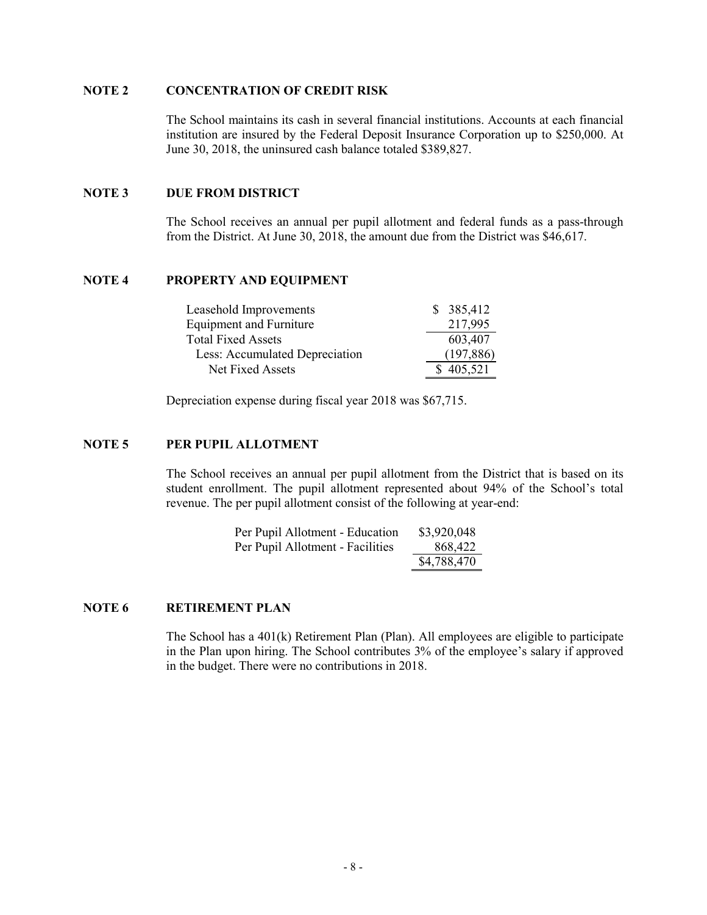## NOTE 2 CONCENTRATION OF CREDIT RISK

The School maintains its cash in several financial institutions. Accounts at each financial institution are insured by the Federal Deposit Insurance Corporation up to $250,000. At June 30, 2018, the uninsured cash balance totaled $389,827.

## NOTE 3 DUE FROM DISTRICT

The School receives an annual per pupil allotment and federal funds as a pass-through from the District. At June 30, 2018, the amount due from the District was $46,617.

## NOTE 4 PROPERTY AND EQUIPMENT

| | |
|---|---|
| Leasehold Improvements | $ 385,412 |
| Equipment and Furniture | 217,995 |
| Total Fixed Assets | 603,407 |
| Less: Accumulated Depreciation | (197,886) |
| Net Fixed Assets | $ 405,521 |

Depreciation expense during fiscal year 2018 was $67,715.

## NOTE 5 PER PUPIL ALLOTMENT

The School receives an annual per pupil allotment from the District that is based on its student enrollment. The pupil allotment represented about 94% of the School's total revenue. The per pupil allotment consist of the following at year-end:

| | |
|---|---|
| Per Pupil Allotment - Education | $3,920,048 |
| Per Pupil Allotment - Facilities | 868,422 |
| | $4,788,470 |

## NOTE 6 RETIREMENT PLAN

The School has a 401(k) Retirement Plan (Plan). All employees are eligible to participate in the Plan upon hiring. The School contributes 3% of the employee's salary if approved in the budget. There were no contributions in 2018.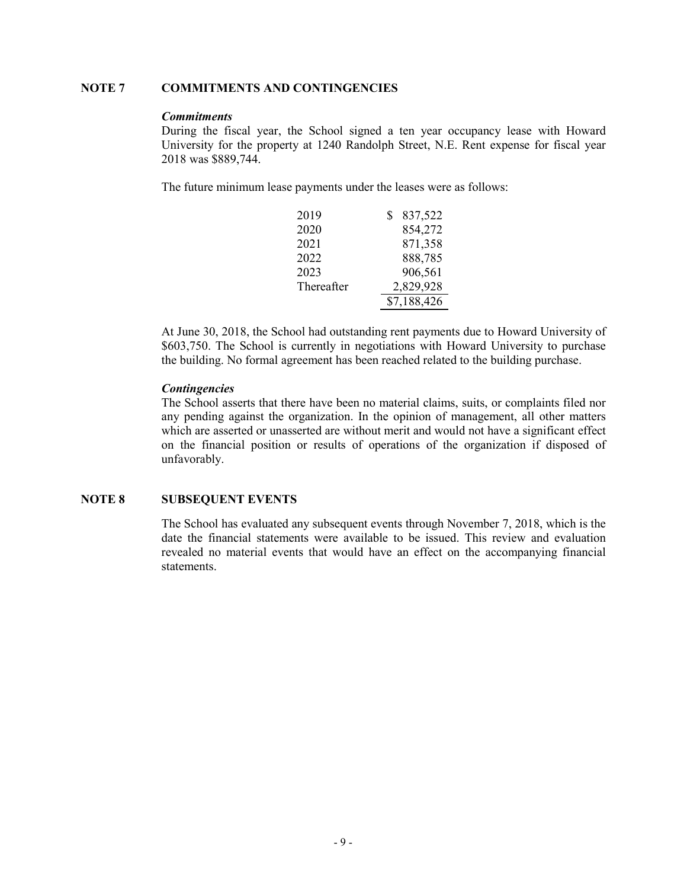## NOTE 7 COMMITMENTS AND CONTINGENCIES

***Commitments***

During the fiscal year, the School signed a ten year occupancy lease with Howard University for the property at 1240 Randolph Street, N.E. Rent expense for fiscal year 2018 was $889,744.

The future minimum lease payments under the leases were as follows:

| | |
|---|---|
| 2019 | $ 837,522 |
| 2020 | 854,272 |
| 2021 | 871,358 |
| 2022 | 888,785 |
| 2023 | 906,561 |
| Thereafter | 2,829,928 |
| | $7,188,426 |

At June 30, 2018, the School had outstanding rent payments due to Howard University of $603,750. The School is currently in negotiations with Howard University to purchase the building. No formal agreement has been reached related to the building purchase.

***Contingencies***

The School asserts that there have been no material claims, suits, or complaints filed nor any pending against the organization. In the opinion of management, all other matters which are asserted or unasserted are without merit and would not have a significant effect on the financial position or results of operations of the organization if disposed of unfavorably.

## NOTE 8 SUBSEQUENT EVENTS

The School has evaluated any subsequent events through November 7, 2018, which is the date the financial statements were available to be issued. This review and evaluation revealed no material events that would have an effect on the accompanying financial statements.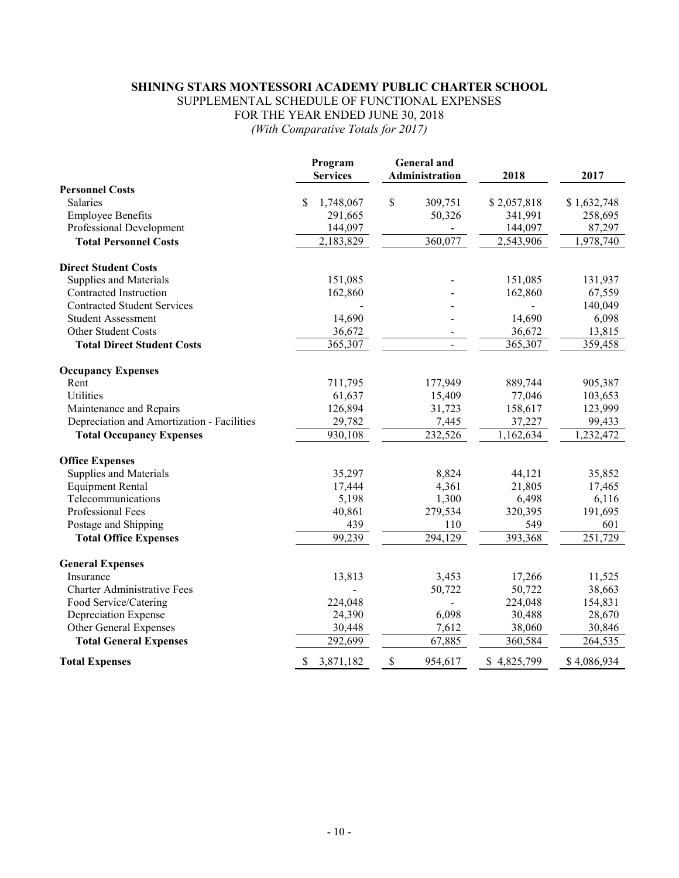**SHINING STARS MONTESSORI ACADEMY PUBLIC CHARTER SCHOOL**
SUPPLEMENTAL SCHEDULE OF FUNCTIONAL EXPENSES
FOR THE YEAR ENDED JUNE 30, 2018
*(With Comparative Totals for 2017)*

| | Program Services | General and Administration | 2018 | 2017 |
|---|---|---|---|---|
| **Personnel Costs** | | | | |
| Salaries | $ 1,748,067 | $ 309,751 | $ 2,057,818 | $ 1,632,748 |
| Employee Benefits | 291,665 | 50,326 | 341,991 | 258,695 |
| Professional Development | 144,097 | - | 144,097 | 87,297 |
| **Total Personnel Costs** | 2,183,829 | 360,077 | 2,543,906 | 1,978,740 |
| **Direct Student Costs** | | | | |
| Supplies and Materials | 151,085 | - | 151,085 | 131,937 |
| Contracted Instruction | 162,860 | - | 162,860 | 67,559 |
| Contracted Student Services | - | - | - | 140,049 |
| Student Assessment | 14,690 | - | 14,690 | 6,098 |
| Other Student Costs | 36,672 | - | 36,672 | 13,815 |
| **Total Direct Student Costs** | 365,307 | - | 365,307 | 359,458 |
| **Occupancy Expenses** | | | | |
| Rent | 711,795 | 177,949 | 889,744 | 905,387 |
| Utilities | 61,637 | 15,409 | 77,046 | 103,653 |
| Maintenance and Repairs | 126,894 | 31,723 | 158,617 | 123,999 |
| Depreciation and Amortization - Facilities | 29,782 | 7,445 | 37,227 | 99,433 |
| **Total Occupancy Expenses** | 930,108 | 232,526 | 1,162,634 | 1,232,472 |
| **Office Expenses** | | | | |
| Supplies and Materials | 35,297 | 8,824 | 44,121 | 35,852 |
| Equipment Rental | 17,444 | 4,361 | 21,805 | 17,465 |
| Telecommunications | 5,198 | 1,300 | 6,498 | 6,116 |
| Professional Fees | 40,861 | 279,534 | 320,395 | 191,695 |
| Postage and Shipping | 439 | 110 | 549 | 601 |
| **Total Office Expenses** | 99,239 | 294,129 | 393,368 | 251,729 |
| **General Expenses** | | | | |
| Insurance | 13,813 | 3,453 | 17,266 | 11,525 |
| Charter Administrative Fees | - | 50,722 | 50,722 | 38,663 |
| Food Service/Catering | 224,048 | - | 224,048 | 154,831 |
| Depreciation Expense | 24,390 | 6,098 | 30,488 | 28,670 |
| Other General Expenses | 30,448 | 7,612 | 38,060 | 30,846 |
| **Total General Expenses** | 292,699 | 67,885 | 360,584 | 264,535 |
| **Total Expenses** | $ 3,871,182 | $ 954,617 | $ 4,825,799 | $ 4,086,934 |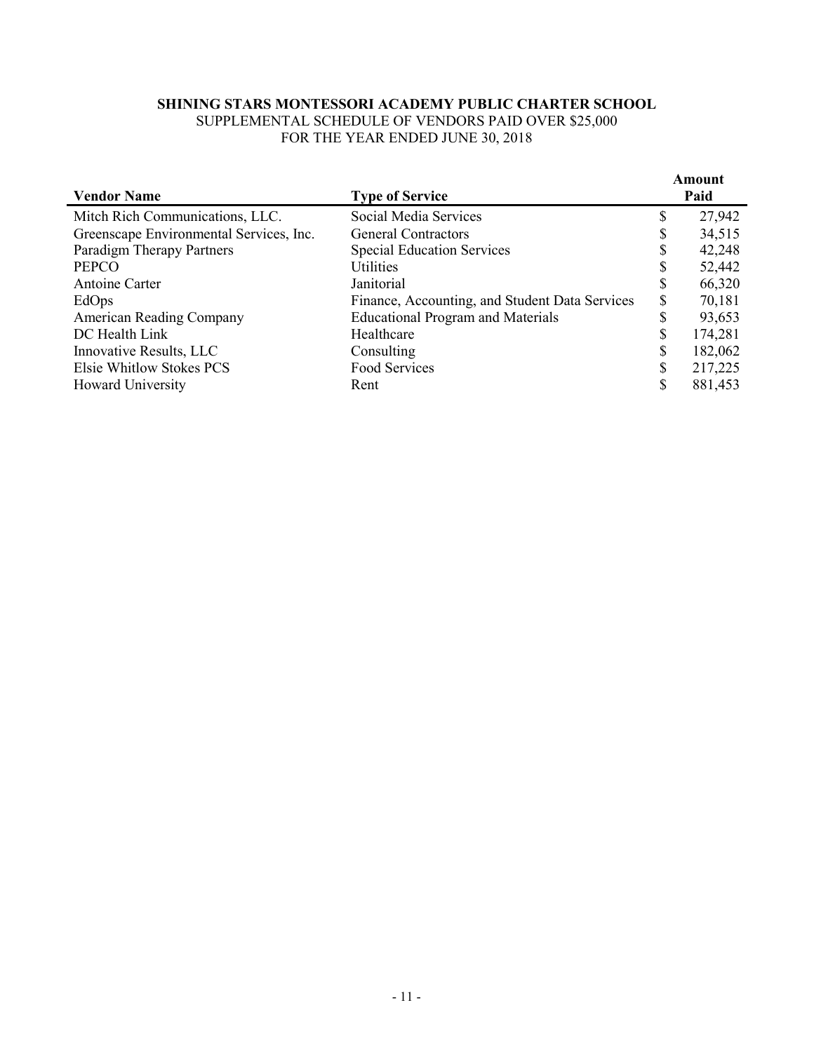**SHINING STARS MONTESSORI ACADEMY PUBLIC CHARTER SCHOOL**

SUPPLEMENTAL SCHEDULE OF VENDORS PAID OVER $25,000

FOR THE YEAR ENDED JUNE 30, 2018

| Vendor Name | Type of Service | Amount Paid |
|---|---|---|
| Mitch Rich Communications, LLC. | Social Media Services | $ 27,942 |
| Greenscape Environmental Services, Inc. | General Contractors | $ 34,515 |
| Paradigm Therapy Partners | Special Education Services | $ 42,248 |
| PEPCO | Utilities | $ 52,442 |
| Antoine Carter | Janitorial | $ 66,320 |
| EdOps | Finance, Accounting, and Student Data Services | $ 70,181 |
| American Reading Company | Educational Program and Materials | $ 93,653 |
| DC Health Link | Healthcare | $ 174,281 |
| Innovative Results, LLC | Consulting | $ 182,062 |
| Elsie Whitlow Stokes PCS | Food Services | $ 217,225 |
| Howard University | Rent | $ 881,453 |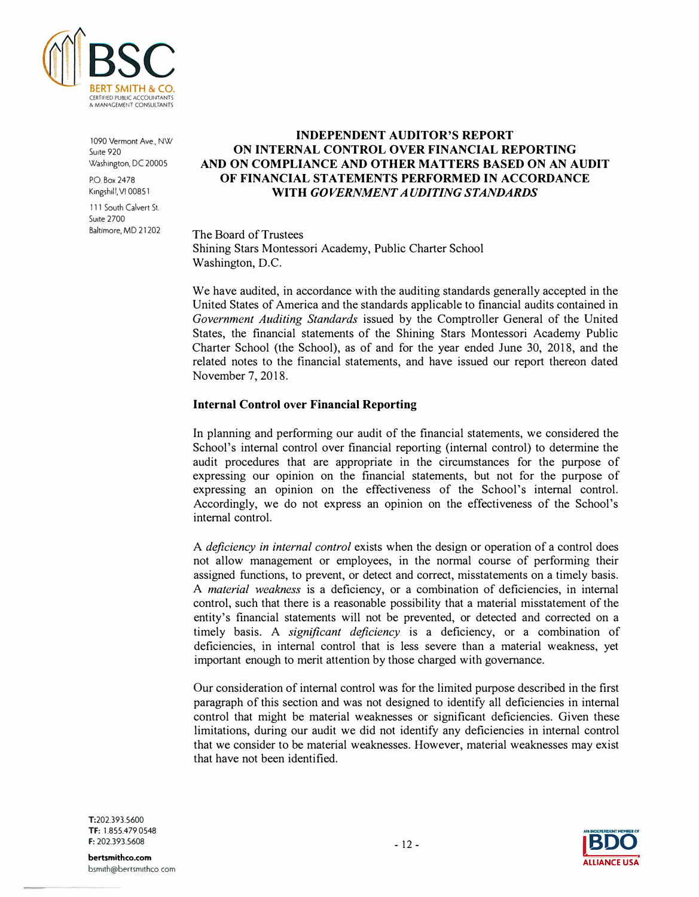# INDEPENDENT AUDITOR'S REPORT ON INTERNAL CONTROL OVER FINANCIAL REPORTING AND ON COMPLIANCE AND OTHER MATTERS BASED ON AN AUDIT OF FINANCIAL STATEMENTS PERFORMED IN ACCORDANCE WITH *GOVERNMENT AUDITING STANDARDS*

The Board of Trustees
Shining Stars Montessori Academy, Public Charter School
Washington, D.C.

We have audited, in accordance with the auditing standards generally accepted in the United States of America and the standards applicable to financial audits contained in *Government Auditing Standards* issued by the Comptroller General of the United States, the financial statements of the Shining Stars Montessori Academy Public Charter School (the School), as of and for the year ended June 30, 2018, and the related notes to the financial statements, and have issued our report thereon dated November 7, 2018.

## Internal Control over Financial Reporting

In planning and performing our audit of the financial statements, we considered the School's internal control over financial reporting (internal control) to determine the audit procedures that are appropriate in the circumstances for the purpose of expressing our opinion on the financial statements, but not for the purpose of expressing an opinion on the effectiveness of the School's internal control. Accordingly, we do not express an opinion on the effectiveness of the School's internal control.

A *deficiency in internal control* exists when the design or operation of a control does not allow management or employees, in the normal course of performing their assigned functions, to prevent, or detect and correct, misstatements on a timely basis. A *material weakness* is a deficiency, or a combination of deficiencies, in internal control, such that there is a reasonable possibility that a material misstatement of the entity's financial statements will not be prevented, or detected and corrected on a timely basis. A *significant deficiency* is a deficiency, or a combination of deficiencies, in internal control that is less severe than a material weakness, yet important enough to merit attention by those charged with governance.

Our consideration of internal control was for the limited purpose described in the first paragraph of this section and was not designed to identify all deficiencies in internal control that might be material weaknesses or significant deficiencies. Given these limitations, during our audit we did not identify any deficiencies in internal control that we consider to be material weaknesses. However, material weaknesses may exist that have not been identified.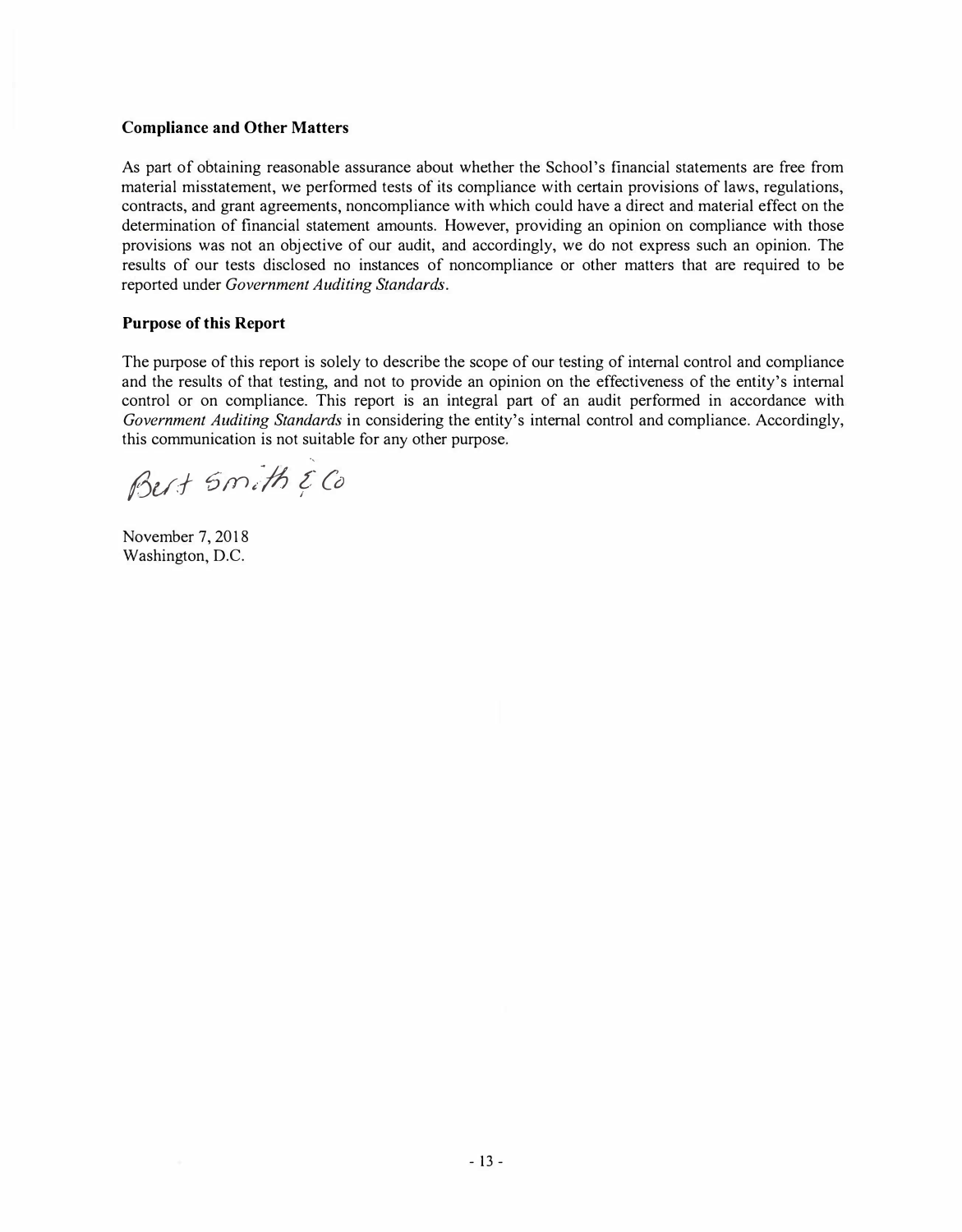### Compliance and Other Matters

As part of obtaining reasonable assurance about whether the School's financial statements are free from material misstatement, we performed tests of its compliance with certain provisions of laws, regulations, contracts, and grant agreements, noncompliance with which could have a direct and material effect on the determination of financial statement amounts. However, providing an opinion on compliance with those provisions was not an objective of our audit, and accordingly, we do not express such an opinion. The results of our tests disclosed no instances of noncompliance or other matters that are required to be reported under *Government Auditing Standards*.

### Purpose of this Report

The purpose of this report is solely to describe the scope of our testing of internal control and compliance and the results of that testing, and not to provide an opinion on the effectiveness of the entity's internal control or on compliance. This report is an integral part of an audit performed in accordance with *Government Auditing Standards* in considering the entity's internal control and compliance. Accordingly, this communication is not suitable for any other purpose.

Bert Smith & Co

November 7, 2018
Washington, D.C.